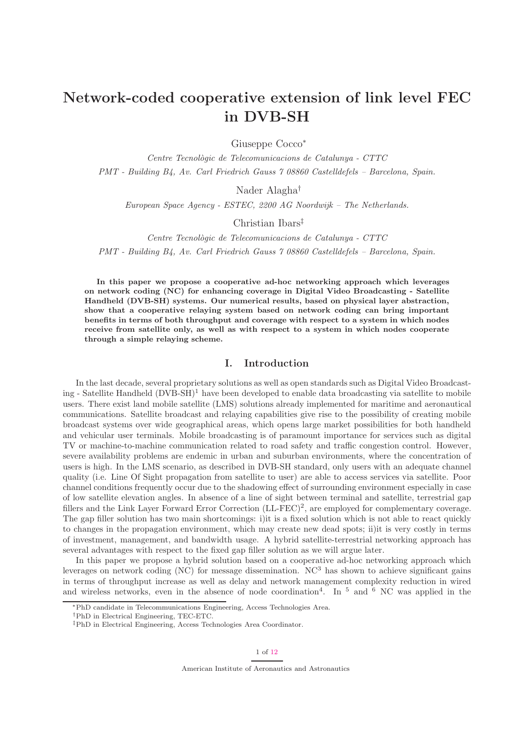# Network-coded cooperative extension of link level FEC in DVB-SH

Giuseppe Cocco[*]

*Centre Tecnològic de Telecomunicacions de Catalunya - CTTC*

*PMT - Building B4, Av. Carl Friedrich Gauss 7 08860 Castelldefels – Barcelona, Spain.*

Nader Alagha[†]

*European Space Agency - ESTEC, 2200 AG Noordwijk – The Netherlands.*

Christian Ibars[‡]

*Centre Tecnològic de Telecomunicacions de Catalunya - CTTC*

*PMT - Building B4, Av. Carl Friedrich Gauss 7 08860 Castelldefels – Barcelona, Spain.*

**In this paper we propose a cooperative ad-hoc networking approach which leverages on network coding (NC) for enhancing coverage in Digital Video Broadcasting - Satellite Handheld (DVB-SH) systems. Our numerical results, based on physical layer abstraction, show that a cooperative relaying system based on network coding can bring important benefits in terms of both throughput and coverage with respect to a system in which nodes receive from satellite only, as well as with respect to a system in which nodes cooperate through a simple relaying scheme.**

## I. Introduction

In the last decade, several proprietary solutions as well as open standards such as Digital Video Broadcasting - Satellite Handheld (DVB-SH)[1] have been developed to enable data broadcasting via satellite to mobile users. There exist land mobile satellite (LMS) solutions already implemented for maritime and aeronautical communications. Satellite broadcast and relaying capabilities give rise to the possibility of creating mobile broadcast systems over wide geographical areas, which opens large market possibilities for both handheld and vehicular user terminals. Mobile broadcasting is of paramount importance for services such as digital TV or machine-to-machine communication related to road safety and traffic congestion control. However, severe availability problems are endemic in urban and suburban environments, where the concentration of users is high. In the LMS scenario, as described in DVB-SH standard, only users with an adequate channel quality (i.e. Line Of Sight propagation from satellite to user) are able to access services via satellite. Poor channel conditions frequently occur due to the shadowing effect of surrounding environment especially in case of low satellite elevation angles. In absence of a line of sight between terminal and satellite, terrestrial gap fillers and the Link Layer Forward Error Correction (LL-FEC)[2], are employed for complementary coverage. The gap filler solution has two main shortcomings: i)it is a fixed solution which is not able to react quickly to changes in the propagation environment, which may create new dead spots; ii)it is very costly in terms of investment, management, and bandwidth usage. A hybrid satellite-terrestrial networking approach has several advantages with respect to the fixed gap filler solution as we will argue later.

In this paper we propose a hybrid solution based on a cooperative ad-hoc networking approach which leverages on network coding (NC) for message dissemination. NC[3] has shown to achieve significant gains in terms of throughput increase as well as delay and network management complexity reduction in wired and wireless networks, even in the absence of node coordination[4]. In [5] and [6] NC was applied in the

---

[*]PhD candidate in Telecommunications Engineering, Access Technologies Area.

[†]PhD in Electrical Engineering, TEC-ETC.

[‡]PhD in Electrical Engineering, Access Technologies Area Coordinator.

American Institute of Aeronautics and Astronautics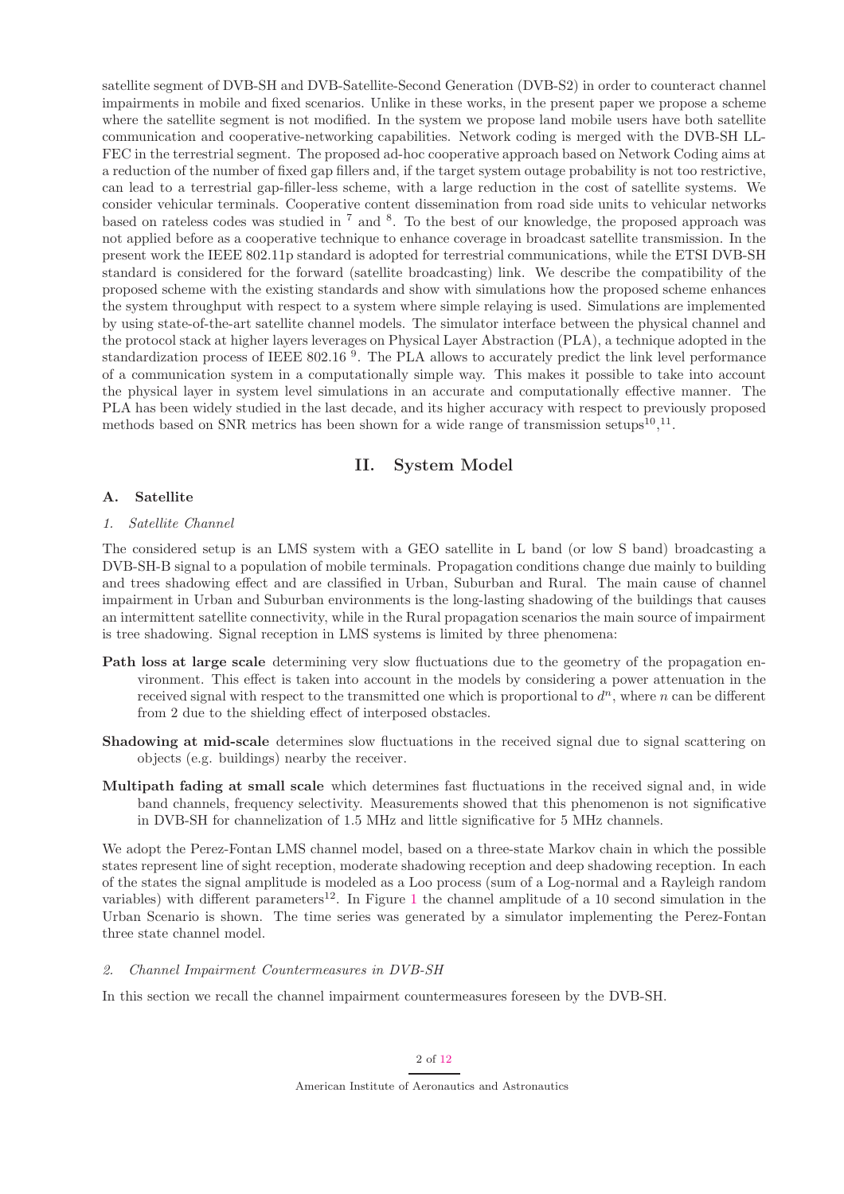satellite segment of DVB-SH and DVB-Satellite-Second Generation (DVB-S2) in order to counteract channel impairments in mobile and fixed scenarios. Unlike in these works, in the present paper we propose a scheme where the satellite segment is not modified. In the system we propose land mobile users have both satellite communication and cooperative-networking capabilities. Network coding is merged with the DVB-SH LL-FEC in the terrestrial segment. The proposed ad-hoc cooperative approach based on Network Coding aims at a reduction of the number of fixed gap fillers and, if the target system outage probability is not too restrictive, can lead to a terrestrial gap-filler-less scheme, with a large reduction in the cost of satellite systems. We consider vehicular terminals. Cooperative content dissemination from road side units to vehicular networks based on rateless codes was studied in [7] and [8]. To the best of our knowledge, the proposed approach was not applied before as a cooperative technique to enhance coverage in broadcast satellite transmission. In the present work the IEEE 802.11p standard is adopted for terrestrial communications, while the ETSI DVB-SH standard is considered for the forward (satellite broadcasting) link. We describe the compatibility of the proposed scheme with the existing standards and show with simulations how the proposed scheme enhances the system throughput with respect to a system where simple relaying is used. Simulations are implemented by using state-of-the-art satellite channel models. The simulator interface between the physical channel and the protocol stack at higher layers leverages on Physical Layer Abstraction (PLA), a technique adopted in the standardization process of IEEE 802.16 [9]. The PLA allows to accurately predict the link level performance of a communication system in a computationally simple way. This makes it possible to take into account the physical layer in system level simulations in an accurate and computationally effective manner. The PLA has been widely studied in the last decade, and its higher accuracy with respect to previously proposed methods based on SNR metrics has been shown for a wide range of transmission setups[10],[11].

## II. System Model

### A. Satellite

#### *1. Satellite Channel*

The considered setup is an LMS system with a GEO satellite in L band (or low S band) broadcasting a DVB-SH-B signal to a population of mobile terminals. Propagation conditions change due mainly to building and trees shadowing effect and are classified in Urban, Suburban and Rural. The main cause of channel impairment in Urban and Suburban environments is the long-lasting shadowing of the buildings that causes an intermittent satellite connectivity, while in the Rural propagation scenarios the main source of impairment is tree shadowing. Signal reception in LMS systems is limited by three phenomena:

- **Path loss at large scale** determining very slow fluctuations due to the geometry of the propagation environment. This effect is taken into account in the models by considering a power attenuation in the received signal with respect to the transmitted one which is proportional to $d^n$, where $n$ can be different from 2 due to the shielding effect of interposed obstacles.
- **Shadowing at mid-scale** determines slow fluctuations in the received signal due to signal scattering on objects (e.g. buildings) nearby the receiver.
- **Multipath fading at small scale** which determines fast fluctuations in the received signal and, in wide band channels, frequency selectivity. Measurements showed that this phenomenon is not significative in DVB-SH for channelization of 1.5 MHz and little significative for 5 MHz channels.

We adopt the Perez-Fontan LMS channel model, based on a three-state Markov chain in which the possible states represent line of sight reception, moderate shadowing reception and deep shadowing reception. In each of the states the signal amplitude is modeled as a Loo process (sum of a Log-normal and a Rayleigh random variables) with different parameters[12]. In Figure 1 the channel amplitude of a 10 second simulation in the Urban Scenario is shown. The time series was generated by a simulator implementing the Perez-Fontan three state channel model.

#### *2. Channel Impairment Countermeasures in DVB-SH*

In this section we recall the channel impairment countermeasures foreseen by the DVB-SH.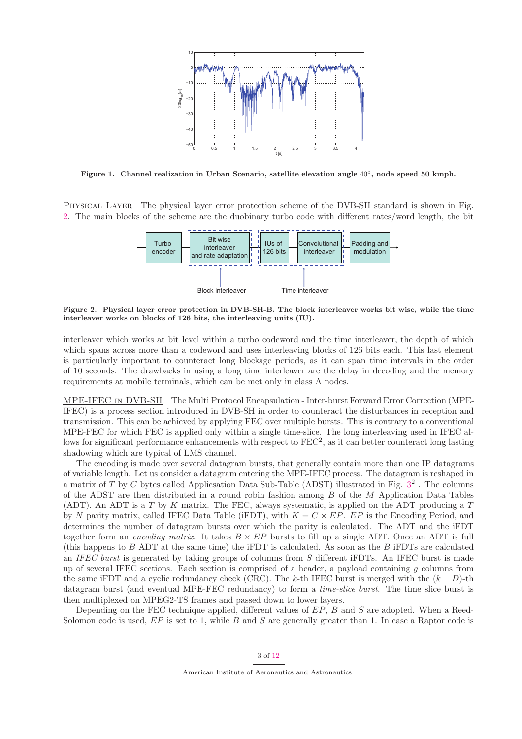10

0

−10

−20

−30

−40

−50

0 0.5 1 1.5 2 2.5 3 3.5 4

t [s]

$20\log_{10}(a)$

**Figure 1. Channel realization in Urban Scenario, satellite elevation angle $40^o$, node speed 50 kmph.**

Physical Layer The physical layer error protection scheme of the DVB-SH standard is shown in Fig. 2. The main blocks of the scheme are the duobinary turbo code with different rates/word length, the bit interleaver which works at bit level within a turbo codeword and the time interleaver, the depth of which which spans across more than a codeword and uses interleaving blocks of 126 bits each. This last element is particularly important to counteract long blockage periods, as it can span time intervals in the order of 10 seconds. The drawbacks in using a long time interleaver are the delay in decoding and the memory requirements at mobile terminals, which can be met only in class A nodes.

Turbo encoder

Bit wise interleaver and rate adaptation

IUs of 126 bits

Convolutional interleaver

Padding and modulation

Block interleaver

Time interleaver

**Figure 2. Physical layer error protection in DVB-SH-B. The block interleaver works bit wise, while the time interleaver works on blocks of 126 bits, the interleaving units (IU).**

MPE-IFEC in DVB-SH The Multi Protocol Encapsulation - Inter-burst Forward Error Correction (MPE-IFEC) is a process section introduced in DVB-SH in order to counteract the disturbances in reception and transmission. This can be achieved by applying FEC over multiple bursts. This is contrary to a conventional MPE-FEC for which FEC is applied only within a single time-slice. The long interleaving used in IFEC allows for significant performance enhancements with respect to FEC[2], as it can better counteract long lasting shadowing which are typical of LMS channel.

The encoding is made over several datagram bursts, that generally contain more than one IP datagrams of variable length. Let us consider a datagram entering the MPE-IFEC process. The datagram is reshaped in a matrix of $T$ by $C$ bytes called Applicsation Data Sub-Table (ADST) illustrated in Fig. 3[2] . The columns of the ADST are then distributed in a round robin fashion among $B$ of the $M$ Application Data Tables (ADT). An ADT is a $T$ by $K$ matrix. The FEC, always systematic, is applied on the ADT producing a $T$ by $N$ parity matrix, called IFEC Data Table (iFDT), with $K = C \times EP$. $EP$ is the Encoding Period, and determines the number of datagram bursts over which the parity is calculated. The ADT and the iFDT together form an *encoding matrix*. It takes $B \times EP$ bursts to fill up a single ADT. Once an ADT is full (this happens to $B$ ADT at the same time) the iFDT is calculated. As soon as the $B$ iFDTs are calculated an *IFEC burst* is generated by taking groups of columns from $S$ different iFDTs. An IFEC burst is made up of several IFEC sections. Each section is comprised of a header, a payload containing $g$ columns from the same iFDT and a cyclic redundancy check (CRC). The $k$-th IFEC burst is merged with the $(k - D)$-th datagram burst (and eventual MPE-FEC redundancy) to form a *time-slice burst*. The time slice burst is then multiplexed on MPEG2-TS frames and passed down to lower layers.

Depending on the FEC technique applied, different values of $EP$, $B$ and $S$ are adopted. When a Reed-Solomon code is used, $EP$ is set to 1, while $B$ and $S$ are generally greater than 1. In case a Raptor code is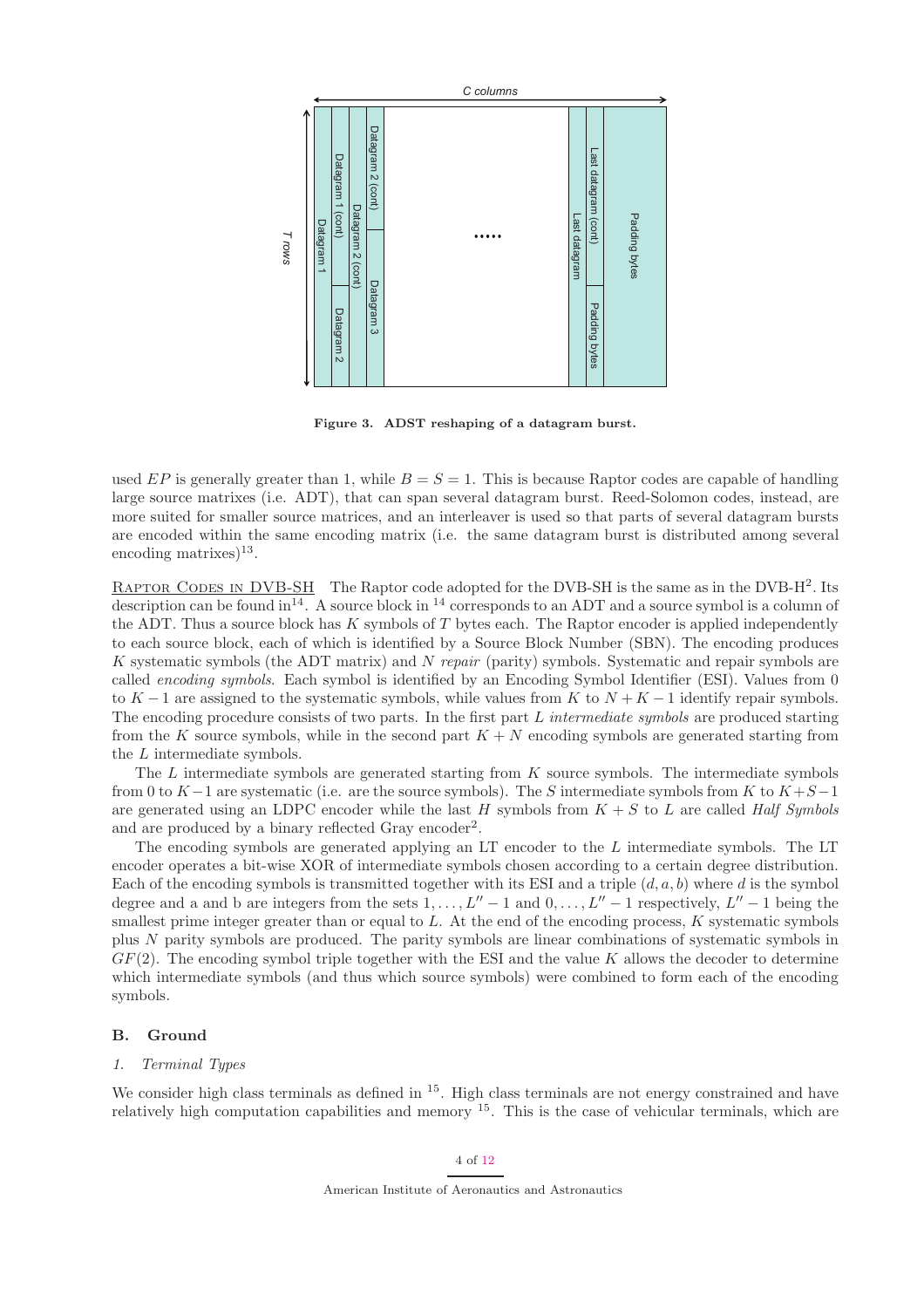C columns

T rows

Datagram 1 | Datagram 1 (cont) | Datagram 2 | Datagram 2 (cont) | Datagram 2 (cont) | Datagram 3 | ..... | Last datagram | Last datagram (cont) | Padding bytes | Padding bytes

**Figure 3. ADST reshaping of a datagram burst.**

used $EP$ is generally greater than 1, while $B = S = 1$. This is because Raptor codes are capable of handling large source matrixes (i.e. ADT), that can span several datagram burst. Reed-Solomon codes, instead, are more suited for smaller source matrices, and an interleaver is used so that parts of several datagram bursts are encoded within the same encoding matrix (i.e. the same datagram burst is distributed among several encoding matrixes)[13].

Raptor Codes in DVB-SH The Raptor code adopted for the DVB-SH is the same as in the DVB-H[2]. Its description can be found in[14]. A source block in [14] corresponds to an ADT and a source symbol is a column of the ADT. Thus a source block has $K$ symbols of $T$ bytes each. The Raptor encoder is applied independently to each source block, each of which is identified by a Source Block Number (SBN). The encoding produces $K$ systematic symbols (the ADT matrix) and $N$ *repair* (parity) symbols. Systematic and repair symbols are called *encoding symbols*. Each symbol is identified by an Encoding Symbol Identifier (ESI). Values from 0 to $K-1$ are assigned to the systematic symbols, while values from $K$ to $N+K-1$ identify repair symbols. The encoding procedure consists of two parts. In the first part $L$ *intermediate symbols* are produced starting from the $K$ source symbols, while in the second part $K+N$ encoding symbols are generated starting from the $L$ intermediate symbols.

The $L$ intermediate symbols are generated starting from $K$ source symbols. The intermediate symbols from 0 to $K-1$ are systematic (i.e. are the source symbols). The $S$ intermediate symbols from $K$ to $K+S-1$ are generated using an LDPC encoder while the last $H$ symbols from $K+S$ to $L$ are called *Half Symbols* and are produced by a binary reflected Gray encoder[2].

The encoding symbols are generated applying an LT encoder to the $L$ intermediate symbols. The LT encoder operates a bit-wise XOR of intermediate symbols chosen according to a certain degree distribution. Each of the encoding symbols is transmitted together with its ESI and a triple $(d, a, b)$ where $d$ is the symbol degree and a and b are integers from the sets $1, \ldots, L''-1$ and $0, \ldots, L''-1$ respectively, $L''-1$ being the smallest prime integer greater than or equal to $L$. At the end of the encoding process, $K$ systematic symbols plus $N$ parity symbols are produced. The parity symbols are linear combinations of systematic symbols in $GF(2)$. The encoding symbol triple together with the ESI and the value $K$ allows the decoder to determine which intermediate symbols (and thus which source symbols) were combined to form each of the encoding symbols.

## B. Ground

### 1. Terminal Types

We consider high class terminals as defined in [15]. High class terminals are not energy constrained and have relatively high computation capabilities and memory [15]. This is the case of vehicular terminals, which are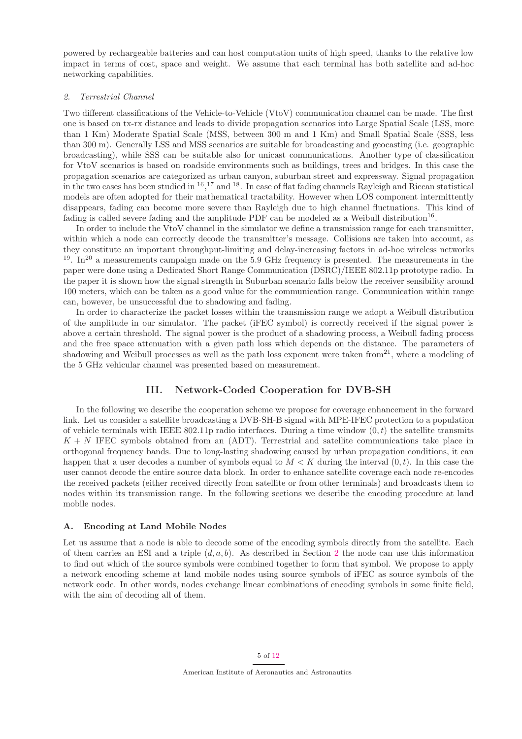powered by rechargeable batteries and can host computation units of high speed, thanks to the relative low impact in terms of cost, space and weight. We assume that each terminal has both satellite and ad-hoc networking capabilities.

### *2. Terrestrial Channel*

Two different classifications of the Vehicle-to-Vehicle (VtoV) communication channel can be made. The first one is based on tx-rx distance and leads to divide propagation scenarios into Large Spatial Scale (LSS, more than 1 Km) Moderate Spatial Scale (MSS, between 300 m and 1 Km) and Small Spatial Scale (SSS, less than 300 m). Generally LSS and MSS scenarios are suitable for broadcasting and geocasting (i.e. geographic broadcasting), while SSS can be suitable also for unicast communications. Another type of classification for VtoV scenarios is based on roadside environments such as buildings, trees and bridges. In this case the propagation scenarios are categorized as urban canyon, suburban street and expressway. Signal propagation in the two cases has been studied in [16],[17] and [18]. In case of flat fading channels Rayleigh and Ricean statistical models are often adopted for their mathematical tractability. However when LOS component intermittently disappears, fading can become more severe than Rayleigh due to high channel fluctuations. This kind of fading is called severe fading and the amplitude PDF can be modeled as a Weibull distribution[16].

In order to include the VtoV channel in the simulator we define a transmission range for each transmitter, within which a node can correctly decode the transmitter's message. Collisions are taken into account, as they constitute an important throughput-limiting and delay-increasing factors in ad-hoc wireless networks [19]. In[20] a measurements campaign made on the 5.9 GHz frequency is presented. The measurements in the paper were done using a Dedicated Short Range Communication (DSRC)/IEEE 802.11p prototype radio. In the paper it is shown how the signal strength in Suburban scenario falls below the receiver sensibility around 100 meters, which can be taken as a good value for the communication range. Communication within range can, however, be unsuccessful due to shadowing and fading.

In order to characterize the packet losses within the transmission range we adopt a Weibull distribution of the amplitude in our simulator. The packet (iFEC symbol) is correctly received if the signal power is above a certain threshold. The signal power is the product of a shadowing process, a Weibull fading process and the free space attenuation with a given path loss which depends on the distance. The parameters of shadowing and Weibull processes as well as the path loss exponent were taken from[21], where a modeling of the 5 GHz vehicular channel was presented based on measurement.

# III. Network-Coded Cooperation for DVB-SH

In the following we describe the cooperation scheme we propose for coverage enhancement in the forward link. Let us consider a satellite broadcasting a DVB-SH-B signal with MPE-IFEC protection to a population of vehicle terminals with IEEE 802.11p radio interfaces. During a time window $(0, t)$ the satellite transmits $K + N$ IFEC symbols obtained from an (ADT). Terrestrial and satellite communications take place in orthogonal frequency bands. Due to long-lasting shadowing caused by urban propagation conditions, it can happen that a user decodes a number of symbols equal to $M < K$ during the interval $(0, t)$. In this case the user cannot decode the entire source data block. In order to enhance satellite coverage each node re-encodes the received packets (either received directly from satellite or from other terminals) and broadcasts them to nodes within its transmission range. In the following sections we describe the encoding procedure at land mobile nodes.

## A. Encoding at Land Mobile Nodes

Let us assume that a node is able to decode some of the encoding symbols directly from the satellite. Each of them carries an ESI and a triple $(d, a, b)$. As described in Section 2 the node can use this information to find out which of the source symbols were combined together to form that symbol. We propose to apply a network encoding scheme at land mobile nodes using source symbols of iFEC as source symbols of the network code. In other words, nodes exchange linear combinations of encoding symbols in some finite field, with the aim of decoding all of them.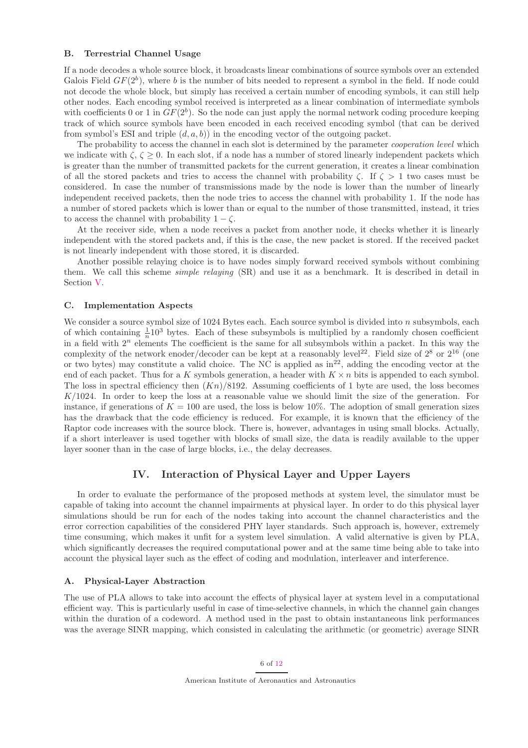### B. Terrestrial Channel Usage

If a node decodes a whole source block, it broadcasts linear combinations of source symbols over an extended Galois Field $GF(2^b)$, where $b$ is the number of bits needed to represent a symbol in the field. If node could not decode the whole block, but simply has received a certain number of encoding symbols, it can still help other nodes. Each encoding symbol received is interpreted as a linear combination of intermediate symbols with coefficients 0 or 1 in $GF(2^b)$. So the node can just apply the normal network coding procedure keeping track of which source symbols have been encoded in each received encoding symbol (that can be derived from symbol's ESI and triple $(d, a, b)$) in the encoding vector of the outgoing packet.

The probability to access the channel in each slot is determined by the parameter *cooperation level* which we indicate with $\zeta$, $\zeta \geq 0$. In each slot, if a node has a number of stored linearly independent packets which is greater than the number of transmitted packets for the current generation, it creates a linear combination of all the stored packets and tries to access the channel with probability $\zeta$. If $\zeta > 1$ two cases must be considered. In case the number of transmissions made by the node is lower than the number of linearly independent received packets, then the node tries to access the channel with probability 1. If the node has a number of stored packets which is lower than or equal to the number of those transmitted, instead, it tries to access the channel with probability $1 - \zeta$.

At the receiver side, when a node receives a packet from another node, it checks whether it is linearly independent with the stored packets and, if this is the case, the new packet is stored. If the received packet is not linearly independent with those stored, it is discarded.

Another possible relaying choice is to have nodes simply forward received symbols without combining them. We call this scheme *simple relaying* (SR) and use it as a benchmark. It is described in detail in Section V.

### C. Implementation Aspects

We consider a source symbol size of 1024 Bytes each. Each source symbol is divided into $n$ subsymbols, each of which containing $\frac{1}{n}10^3$ bytes. Each of these subsymbols is multiplied by a randomly chosen coefficient in a field with $2^n$ elements The coefficient is the same for all subsymbols within a packet. In this way the complexity of the network enoder/decoder can be kept at a reasonably level[22]. Field size of $2^8$ or $2^{16}$ (one or two bytes) may constitute a valid choice. The NC is applied as in[22], adding the encoding vector at the end of each packet. Thus for a $K$ symbols generation, a header with $K \times n$ bits is appended to each symbol. The loss in spectral efficiency then $(Kn)/8192$. Assuming coefficients of 1 byte are used, the loss becomes $K/1024$. In order to keep the loss at a reasonable value we should limit the size of the generation. For instance, if generations of $K = 100$ are used, the loss is below 10%. The adoption of small generation sizes has the drawback that the code efficiency is reduced. For example, it is known that the efficiency of the Raptor code increases with the source block. There is, however, advantages in using small blocks. Actually, if a short interleaver is used together with blocks of small size, the data is readily available to the upper layer sooner than in the case of large blocks, i.e., the delay decreases.

## IV. Interaction of Physical Layer and Upper Layers

In order to evaluate the performance of the proposed methods at system level, the simulator must be capable of taking into account the channel impairments at physical layer. In order to do this physical layer simulations should be run for each of the nodes taking into account the channel characteristics and the error correction capabilities of the considered PHY layer standards. Such approach is, however, extremely time consuming, which makes it unfit for a system level simulation. A valid alternative is given by PLA, which significantly decreases the required computational power and at the same time being able to take into account the physical layer such as the effect of coding and modulation, interleaver and interference.

### A. Physical-Layer Abstraction

The use of PLA allows to take into account the effects of physical layer at system level in a computational efficient way. This is particularly useful in case of time-selective channels, in which the channel gain changes within the duration of a codeword. A method used in the past to obtain instantaneous link performances was the average SINR mapping, which consisted in calculating the arithmetic (or geometric) average SINR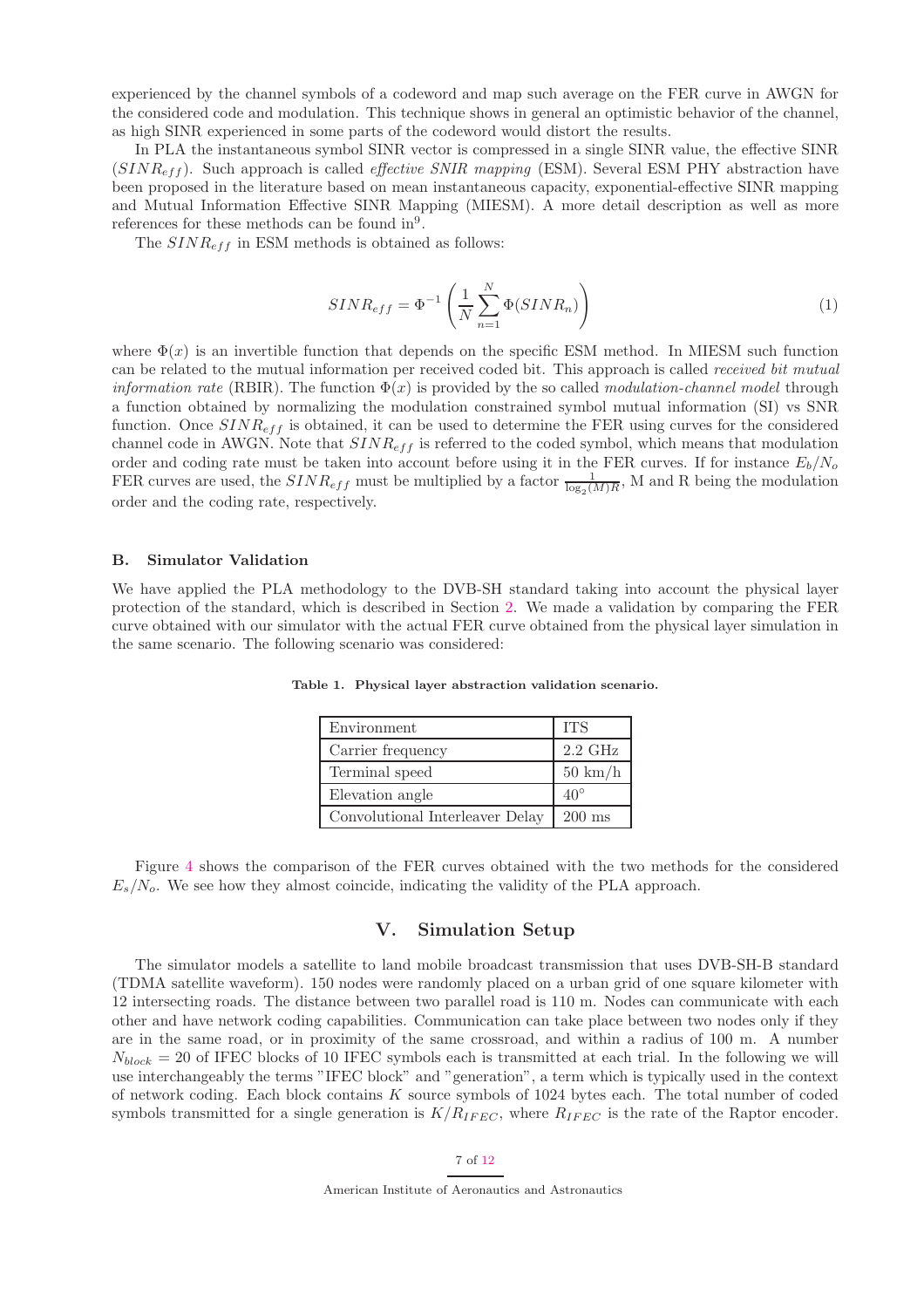experienced by the channel symbols of a codeword and map such average on the FER curve in AWGN for the considered code and modulation. This technique shows in general an optimistic behavior of the channel, as high SINR experienced in some parts of the codeword would distort the results.

In PLA the instantaneous symbol SINR vector is compressed in a single SINR value, the effective SINR ($SINR_{eff}$). Such approach is called *effective SNIR mapping* (ESM). Several ESM PHY abstraction have been proposed in the literature based on mean instantaneous capacity, exponential-effective SINR mapping and Mutual Information Effective SINR Mapping (MIESM). A more detail description as well as more references for these methods can be found in[9].

The $SINR_{eff}$ in ESM methods is obtained as follows:

$$SINR_{eff} = \Phi^{-1}\left(\frac{1}{N}\sum_{n=1}^{N}\Phi(SINR_n)\right) \tag{1}$$

where $\Phi(x)$ is an invertible function that depends on the specific ESM method. In MIESM such function can be related to the mutual information per received coded bit. This approach is called *received bit mutual information rate* (RBIR). The function $\Phi(x)$ is provided by the so called *modulation-channel model* through a function obtained by normalizing the modulation constrained symbol mutual information (SI) vs SNR function. Once $SINR_{eff}$ is obtained, it can be used to determine the FER using curves for the considered channel code in AWGN. Note that $SINR_{eff}$ is referred to the coded symbol, which means that modulation order and coding rate must be taken into account before using it in the FER curves. If for instance $E_b/N_o$ FER curves are used, the $SINR_{eff}$ must be multiplied by a factor $\frac{1}{\log_2(M)R}$, M and R being the modulation order and the coding rate, respectively.

### B. Simulator Validation

We have applied the PLA methodology to the DVB-SH standard taking into account the physical layer protection of the standard, which is described in Section 2. We made a validation by comparing the FER curve obtained with our simulator with the actual FER curve obtained from the physical layer simulation in the same scenario. The following scenario was considered:

**Table 1. Physical layer abstraction validation scenario.**

| | |
|---|---|
| Environment | ITS |
| Carrier frequency | 2.2 GHz |
| Terminal speed | 50 km/h |
| Elevation angle | 40° |
| Convolutional Interleaver Delay | 200 ms |

Figure 4 shows the comparison of the FER curves obtained with the two methods for the considered $E_s/N_o$. We see how they almost coincide, indicating the validity of the PLA approach.

## V. Simulation Setup

The simulator models a satellite to land mobile broadcast transmission that uses DVB-SH-B standard (TDMA satellite waveform). 150 nodes were randomly placed on a urban grid of one square kilometer with 12 intersecting roads. The distance between two parallel road is 110 m. Nodes can communicate with each other and have network coding capabilities. Communication can take place between two nodes only if they are in the same road, or in proximity of the same crossroad, and within a radius of 100 m. A number $N_{block} = 20$ of IFEC blocks of 10 IFEC symbols each is transmitted at each trial. In the following we will use interchangeably the terms "IFEC block" and "generation", a term which is typically used in the context of network coding. Each block contains $K$ source symbols of 1024 bytes each. The total number of coded symbols transmitted for a single generation is $K/R_{IFEC}$, where $R_{IFEC}$ is the rate of the Raptor encoder.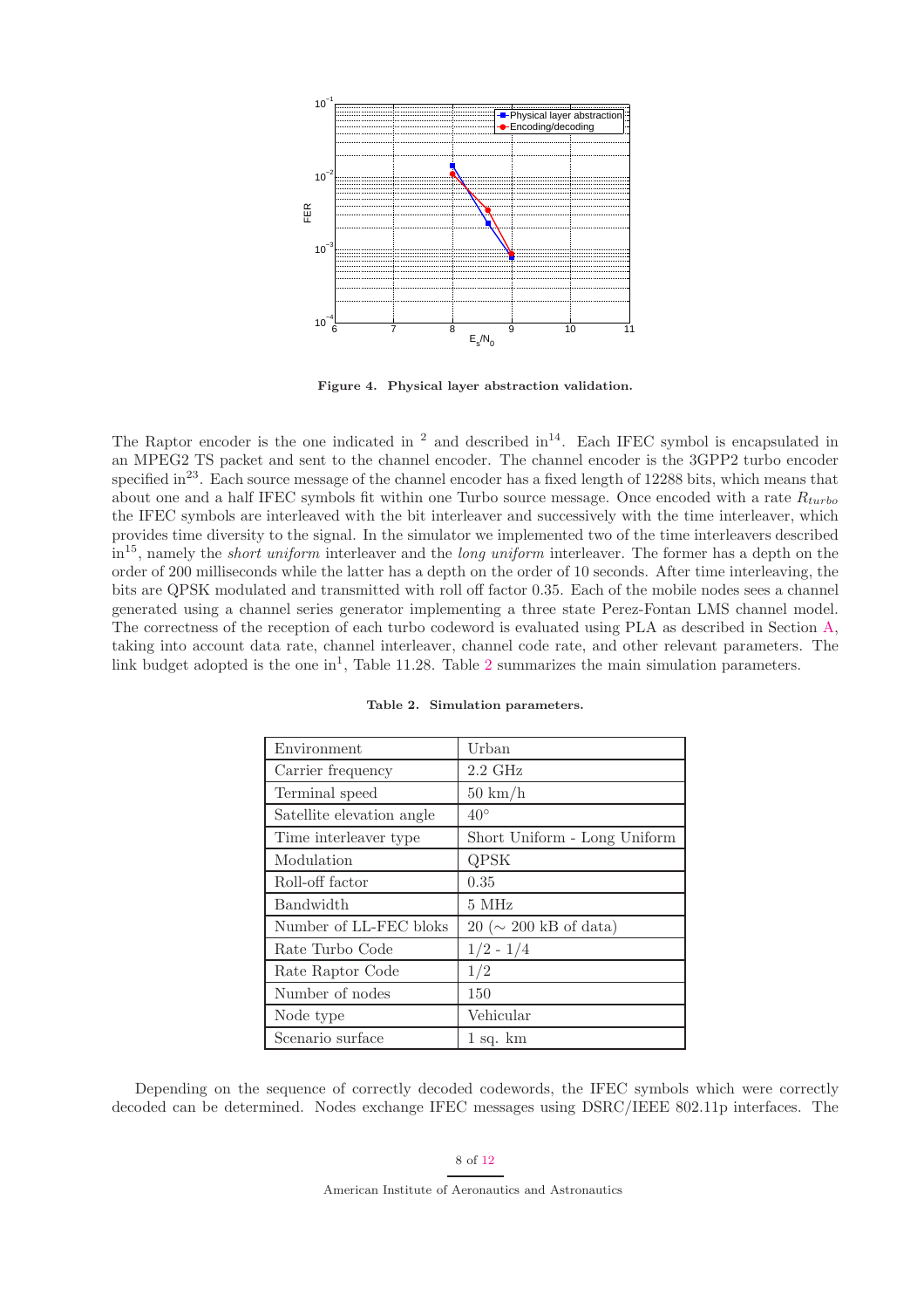$10^{-1}$
$10^{-2}$
$10^{-3}$
$10^{-4}$
FER
6 7 8 9 10 11
$E_s/N_0$
Physical layer abstraction
Encoding/decoding

**Figure 4. Physical layer abstraction validation.**

The Raptor encoder is the one indicated in [2] and described in[14]. Each IFEC symbol is encapsulated in an MPEG2 TS packet and sent to the channel encoder. The channel encoder is the 3GPP2 turbo encoder specified in[23]. Each source message of the channel encoder has a fixed length of 12288 bits, which means that about one and a half IFEC symbols fit within one Turbo source message. Once encoded with a rate $R_{turbo}$ the IFEC symbols are interleaved with the bit interleaver and successively with the time interleaver, which provides time diversity to the signal. In the simulator we implemented two of the time interleavers described in[15], namely the *short uniform* interleaver and the *long uniform* interleaver. The former has a depth on the order of 200 milliseconds while the latter has a depth on the order of 10 seconds. After time interleaving, the bits are QPSK modulated and transmitted with roll off factor 0.35. Each of the mobile nodes sees a channel generated using a channel series generator implementing a three state Perez-Fontan LMS channel model. The correctness of the reception of each turbo codeword is evaluated using PLA as described in Section A, taking into account data rate, channel interleaver, channel code rate, and other relevant parameters. The link budget adopted is the one in[1], Table 11.28. Table 2 summarizes the main simulation parameters.

**Table 2. Simulation parameters.**

| | |
|---|---|
| Environment | Urban |
| Carrier frequency | 2.2 GHz |
| Terminal speed | 50 km/h |
| Satellite elevation angle | 40° |
| Time interleaver type | Short Uniform - Long Uniform |
| Modulation | QPSK |
| Roll-off factor | 0.35 |
| Bandwidth | 5 MHz |
| Number of LL-FEC bloks | 20 (∼ 200 kB of data) |
| Rate Turbo Code | 1/2 - 1/4 |
| Rate Raptor Code | 1/2 |
| Number of nodes | 150 |
| Node type | Vehicular |
| Scenario surface | 1 sq. km |

Depending on the sequence of correctly decoded codewords, the IFEC symbols which were correctly decoded can be determined. Nodes exchange IFEC messages using DSRC/IEEE 802.11p interfaces. The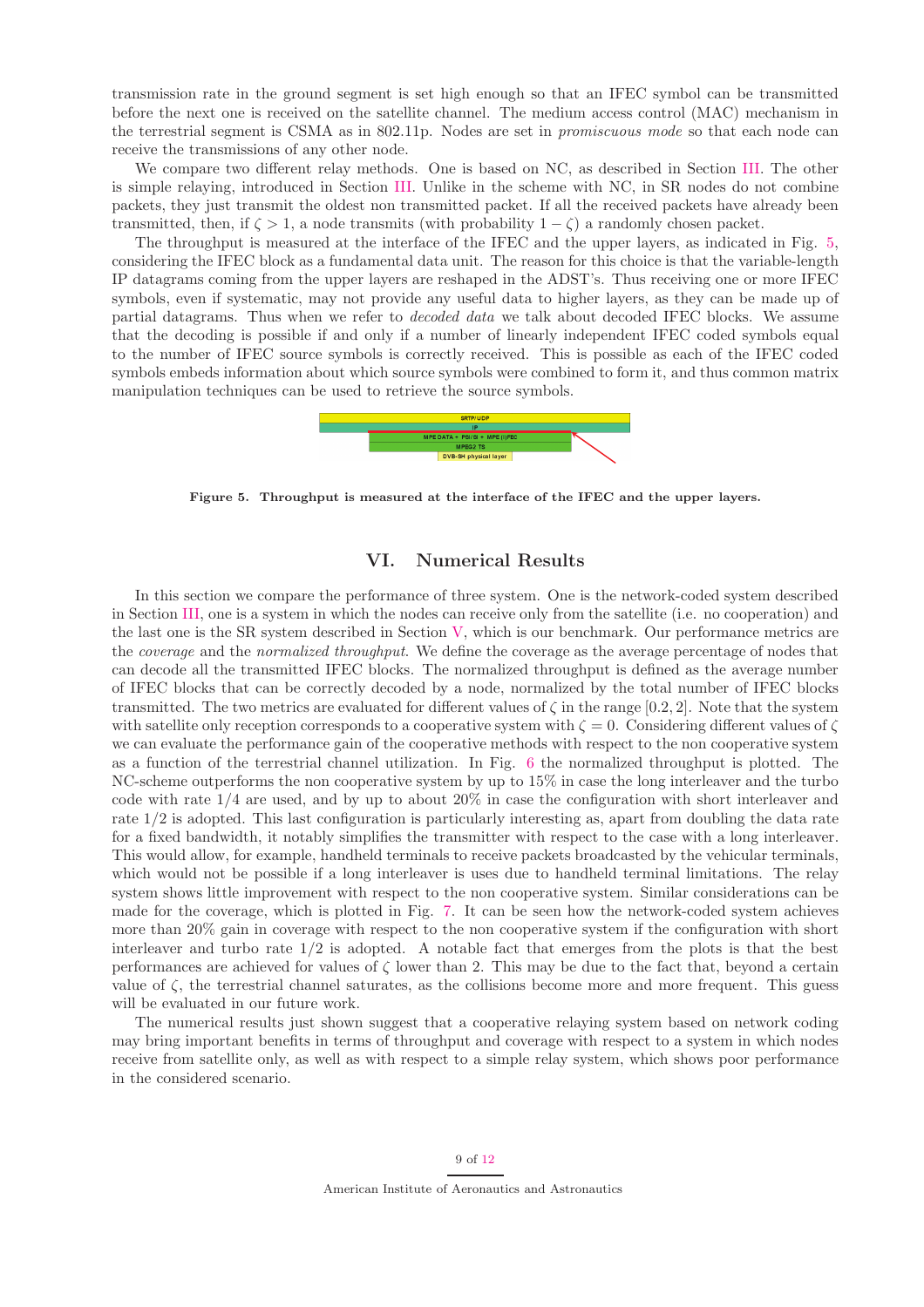transmission rate in the ground segment is set high enough so that an IFEC symbol can be transmitted before the next one is received on the satellite channel. The medium access control (MAC) mechanism in the terrestrial segment is CSMA as in 802.11p. Nodes are set in *promiscuous mode* so that each node can receive the transmissions of any other node.

We compare two different relay methods. One is based on NC, as described in Section III. The other is simple relaying, introduced in Section III. Unlike in the scheme with NC, in SR nodes do not combine packets, they just transmit the oldest non transmitted packet. If all the received packets have already been transmitted, then, if $\zeta > 1$, a node transmits (with probability $1 - \zeta$) a randomly chosen packet.

The throughput is measured at the interface of the IFEC and the upper layers, as indicated in Fig. 5, considering the IFEC block as a fundamental data unit. The reason for this choice is that the variable-length IP datagrams coming from the upper layers are reshaped in the ADST's. Thus receiving one or more IFEC symbols, even if systematic, may not provide any useful data to higher layers, as they can be made up of partial datagrams. Thus when we refer to *decoded data* we talk about decoded IFEC blocks. We assume that the decoding is possible if and only if a number of linearly independent IFEC coded symbols equal to the number of IFEC source symbols is correctly received. This is possible as each of the IFEC coded symbols embeds information about which source symbols were combined to form it, and thus common matrix manipulation techniques can be used to retrieve the source symbols.

SRTP/UDP
IP
MPE DATA + PSI/SI + MPE (I)FEC
MPEG2 TS
DVB-SH physical layer

**Figure 5. Throughput is measured at the interface of the IFEC and the upper layers.**

## VI. Numerical Results

In this section we compare the performance of three system. One is the network-coded system described in Section III, one is a system in which the nodes can receive only from the satellite (i.e. no cooperation) and the last one is the SR system described in Section V, which is our benchmark. Our performance metrics are the *coverage* and the *normalized throughput*. We define the coverage as the average percentage of nodes that can decode all the transmitted IFEC blocks. The normalized throughput is defined as the average number of IFEC blocks that can be correctly decoded by a node, normalized by the total number of IFEC blocks transmitted. The two metrics are evaluated for different values of $\zeta$ in the range $[0.2, 2]$. Note that the system with satellite only reception corresponds to a cooperative system with $\zeta = 0$. Considering different values of $\zeta$ we can evaluate the performance gain of the cooperative methods with respect to the non cooperative system as a function of the terrestrial channel utilization. In Fig. 6 the normalized throughput is plotted. The NC-scheme outperforms the non cooperative system by up to 15% in case the long interleaver and the turbo code with rate 1/4 are used, and by up to about 20% in case the configuration with short interleaver and rate 1/2 is adopted. This last configuration is particularly interesting as, apart from doubling the data rate for a fixed bandwidth, it notably simplifies the transmitter with respect to the case with a long interleaver. This would allow, for example, handheld terminals to receive packets broadcasted by the vehicular terminals, which would not be possible if a long interleaver is uses due to handheld terminal limitations. The relay system shows little improvement with respect to the non cooperative system. Similar considerations can be made for the coverage, which is plotted in Fig. 7. It can be seen how the network-coded system achieves more than 20% gain in coverage with respect to the non cooperative system if the configuration with short interleaver and turbo rate 1/2 is adopted. A notable fact that emerges from the plots is that the best performances are achieved for values of $\zeta$ lower than 2. This may be due to the fact that, beyond a certain value of $\zeta$, the terrestrial channel saturates, as the collisions become more and more frequent. This guess will be evaluated in our future work.

The numerical results just shown suggest that a cooperative relaying system based on network coding may bring important benefits in terms of throughput and coverage with respect to a system in which nodes receive from satellite only, as well as with respect to a simple relay system, which shows poor performance in the considered scenario.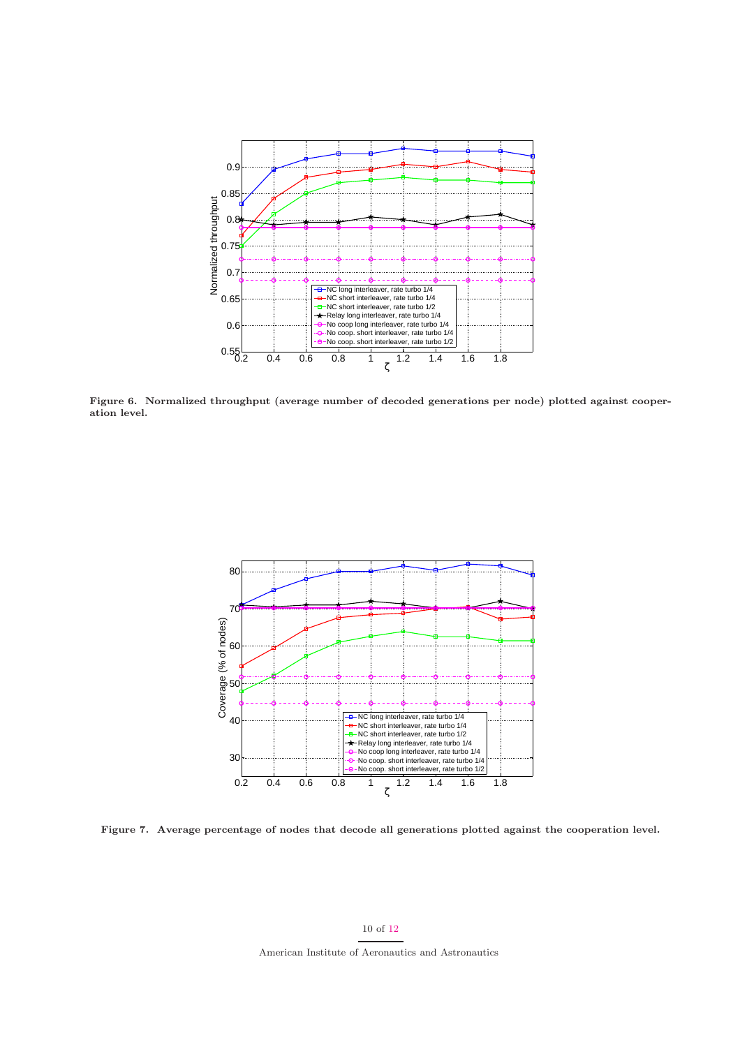Normalized throughput

0.55
0.6
0.65
0.7
0.75
0.8
0.85
0.9

0.2 0.4 0.6 0.8 1 1.2 1.4 1.6 1.8

ζ

NC long interleaver, rate turbo 1/4
NC short interleaver, rate turbo 1/4
NC short interleaver, rate turbo 1/2
Relay long interleaver, rate turbo 1/4
No coop long interleaver, rate turbo 1/4
No coop. short interleaver, rate turbo 1/4
No coop. short interleaver, rate turbo 1/2

**Figure 6. Normalized throughput (average number of decoded generations per node) plotted against cooperation level.**

Coverage (% of nodes)

30
40
50
60
70
80

0.2 0.4 0.6 0.8 1 1.2 1.4 1.6 1.8

ζ

NC long interleaver, rate turbo 1/4
NC short interleaver, rate turbo 1/4
NC short interleaver, rate turbo 1/2
Relay long interleaver, rate turbo 1/4
No coop long interleaver, rate turbo 1/4
No coop. short interleaver, rate turbo 1/4
No coop. short interleaver, rate turbo 1/2

**Figure 7. Average percentage of nodes that decode all generations plotted against the cooperation level.**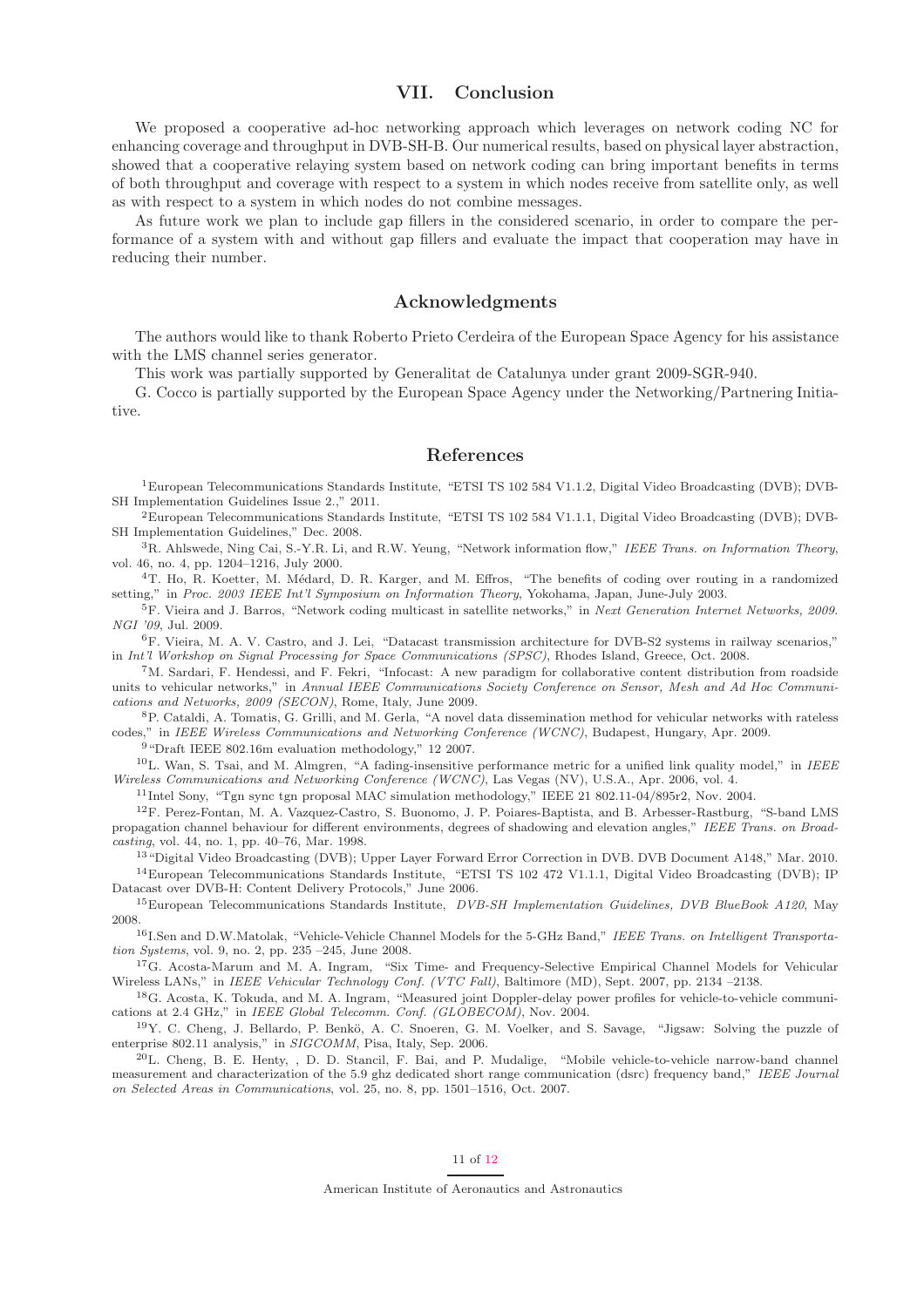## VII. Conclusion

We proposed a cooperative ad-hoc networking approach which leverages on network coding NC for enhancing coverage and throughput in DVB-SH-B. Our numerical results, based on physical layer abstraction, showed that a cooperative relaying system based on network coding can bring important benefits in terms of both throughput and coverage with respect to a system in which nodes receive from satellite only, as well as with respect to a system in which nodes do not combine messages.

As future work we plan to include gap fillers in the considered scenario, in order to compare the performance of a system with and without gap fillers and evaluate the impact that cooperation may have in reducing their number.

## Acknowledgments

The authors would like to thank Roberto Prieto Cerdeira of the European Space Agency for his assistance with the LMS channel series generator.

This work was partially supported by Generalitat de Catalunya under grant 2009-SGR-940.

G. Cocco is partially supported by the European Space Agency under the Networking/Partnering Initiative.

## References

[1] European Telecommunications Standards Institute, "ETSI TS 102 584 V1.1.2, Digital Video Broadcasting (DVB); DVB-SH Implementation Guidelines Issue 2.," 2011.

[2] European Telecommunications Standards Institute, "ETSI TS 102 584 V1.1.1, Digital Video Broadcasting (DVB); DVB-SH Implementation Guidelines," Dec. 2008.

[3] R. Ahlswede, Ning Cai, S.-Y.R. Li, and R.W. Yeung, "Network information flow," *IEEE Trans. on Information Theory*, vol. 46, no. 4, pp. 1204–1216, July 2000.

[4] T. Ho, R. Koetter, M. Médard, D. R. Karger, and M. Effros, "The benefits of coding over routing in a randomized setting," in *Proc. 2003 IEEE Int'l Symposium on Information Theory*, Yokohama, Japan, June-July 2003.

[5] F. Vieira and J. Barros, "Network coding multicast in satellite networks," in *Next Generation Internet Networks, 2009. NGI '09*, Jul. 2009.

[6] F. Vieira, M. A. V. Castro, and J. Lei, "Datacast transmission architecture for DVB-S2 systems in railway scenarios," in *Int'l Workshop on Signal Processing for Space Communications (SPSC)*, Rhodes Island, Greece, Oct. 2008.

[7] M. Sardari, F. Hendessi, and F. Fekri, "Infocast: A new paradigm for collaborative content distribution from roadside units to vehicular networks," in *Annual IEEE Communications Society Conference on Sensor, Mesh and Ad Hoc Communications and Networks, 2009 (SECON)*, Rome, Italy, June 2009.

[8] P. Cataldi, A. Tomatis, G. Grilli, and M. Gerla, "A novel data dissemination method for vehicular networks with rateless codes," in *IEEE Wireless Communications and Networking Conference (WCNC)*, Budapest, Hungary, Apr. 2009.

[9] "Draft IEEE 802.16m evaluation methodology," 12 2007.

[10] L. Wan, S. Tsai, and M. Almgren, "A fading-insensitive performance metric for a unified link quality model," in *IEEE Wireless Communications and Networking Conference (WCNC)*, Las Vegas (NV), U.S.A., Apr. 2006, vol. 4.

[11] Intel Sony, "Tgn sync tgn proposal MAC simulation methodology," IEEE 21 802.11-04/895r2, Nov. 2004.

[12] F. Perez-Fontan, M. A. Vazquez-Castro, S. Buonomo, J. P. Poiares-Baptista, and B. Arbesser-Rastburg, "S-band LMS propagation channel behaviour for different environments, degrees of shadowing and elevation angles," *IEEE Trans. on Broadcasting*, vol. 44, no. 1, pp. 40–76, Mar. 1998.

[13] "Digital Video Broadcasting (DVB); Upper Layer Forward Error Correction in DVB. DVB Document A148," Mar. 2010.

[14] European Telecommunications Standards Institute, "ETSI TS 102 472 V1.1.1, Digital Video Broadcasting (DVB); IP Datacast over DVB-H: Content Delivery Protocols," June 2006.

[15] European Telecommunications Standards Institute, *DVB-SH Implementation Guidelines, DVB BlueBook A120*, May 2008.

[16] I.Sen and D.W.Matolak, "Vehicle-Vehicle Channel Models for the 5-GHz Band," *IEEE Trans. on Intelligent Transportation Systems*, vol. 9, no. 2, pp. 235 –245, June 2008.

[17] G. Acosta-Marum and M. A. Ingram, "Six Time- and Frequency-Selective Empirical Channel Models for Vehicular Wireless LANs," in *IEEE Vehicular Technology Conf. (VTC Fall)*, Baltimore (MD), Sept. 2007, pp. 2134 –2138.

[18] G. Acosta, K. Tokuda, and M. A. Ingram, "Measured joint Doppler-delay power profiles for vehicle-to-vehicle communications at 2.4 GHz," in *IEEE Global Telecomm. Conf. (GLOBECOM)*, Nov. 2004.

[19] Y. C. Cheng, J. Bellardo, P. Benkö, A. C. Snoeren, G. M. Voelker, and S. Savage, "Jigsaw: Solving the puzzle of enterprise 802.11 analysis," in *SIGCOMM*, Pisa, Italy, Sep. 2006.

[20] L. Cheng, B. E. Henty, , D. D. Stancil, F. Bai, and P. Mudalige, "Mobile vehicle-to-vehicle narrow-band channel measurement and characterization of the 5.9 ghz dedicated short range communication (dsrc) frequency band," *IEEE Journal on Selected Areas in Communications*, vol. 25, no. 8, pp. 1501–1516, Oct. 2007.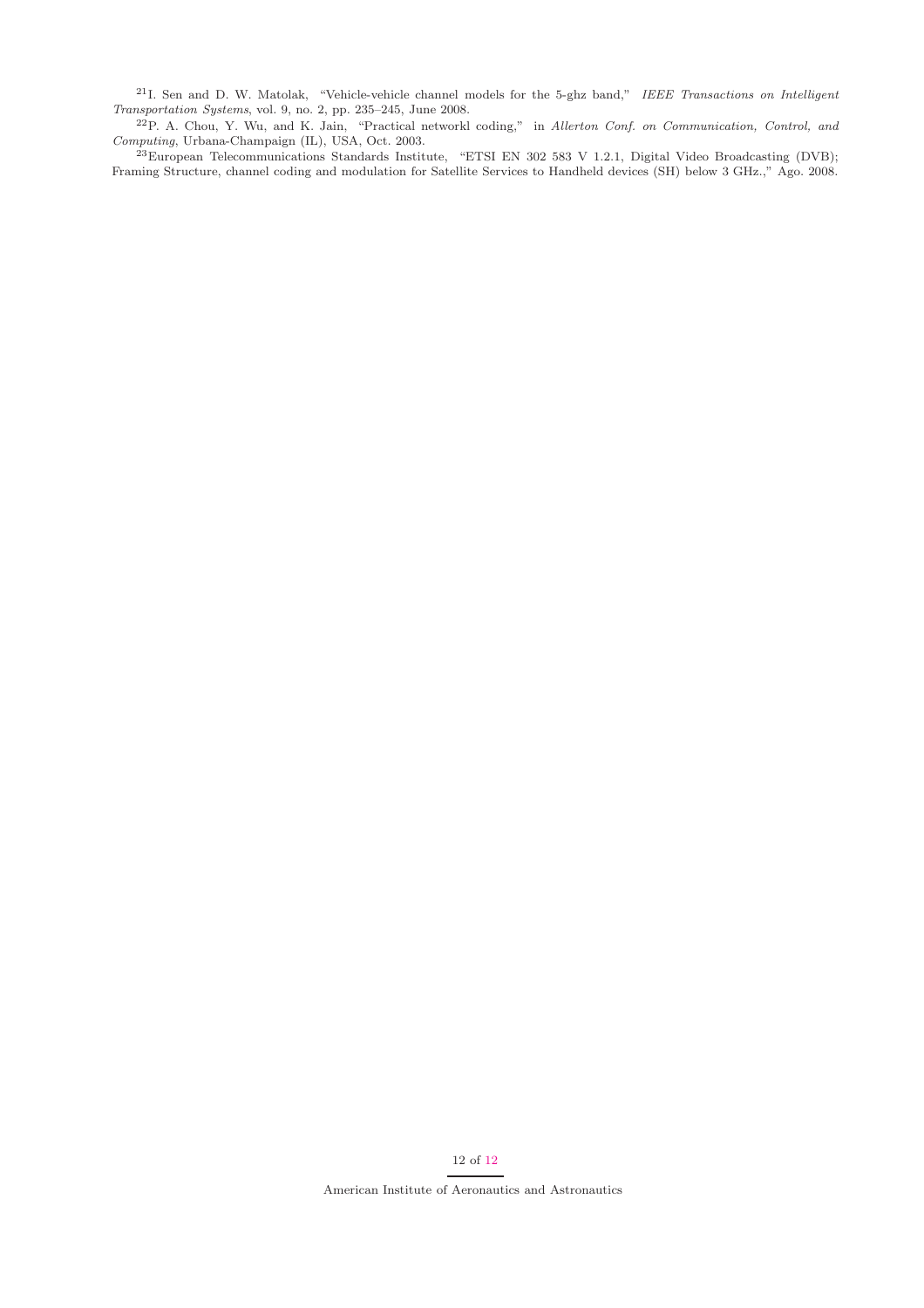[21] I. Sen and D. W. Matolak, "Vehicle-vehicle channel models for the 5-ghz band," *IEEE Transactions on Intelligent Transportation Systems*, vol. 9, no. 2, pp. 235–245, June 2008.

[22] P. A. Chou, Y. Wu, and K. Jain, "Practical networkl coding," in *Allerton Conf. on Communication, Control, and Computing*, Urbana-Champaign (IL), USA, Oct. 2003.

[23] European Telecommunications Standards Institute, "ETSI EN 302 583 V 1.2.1, Digital Video Broadcasting (DVB); Framing Structure, channel coding and modulation for Satellite Services to Handheld devices (SH) below 3 GHz.," Ago. 2008.